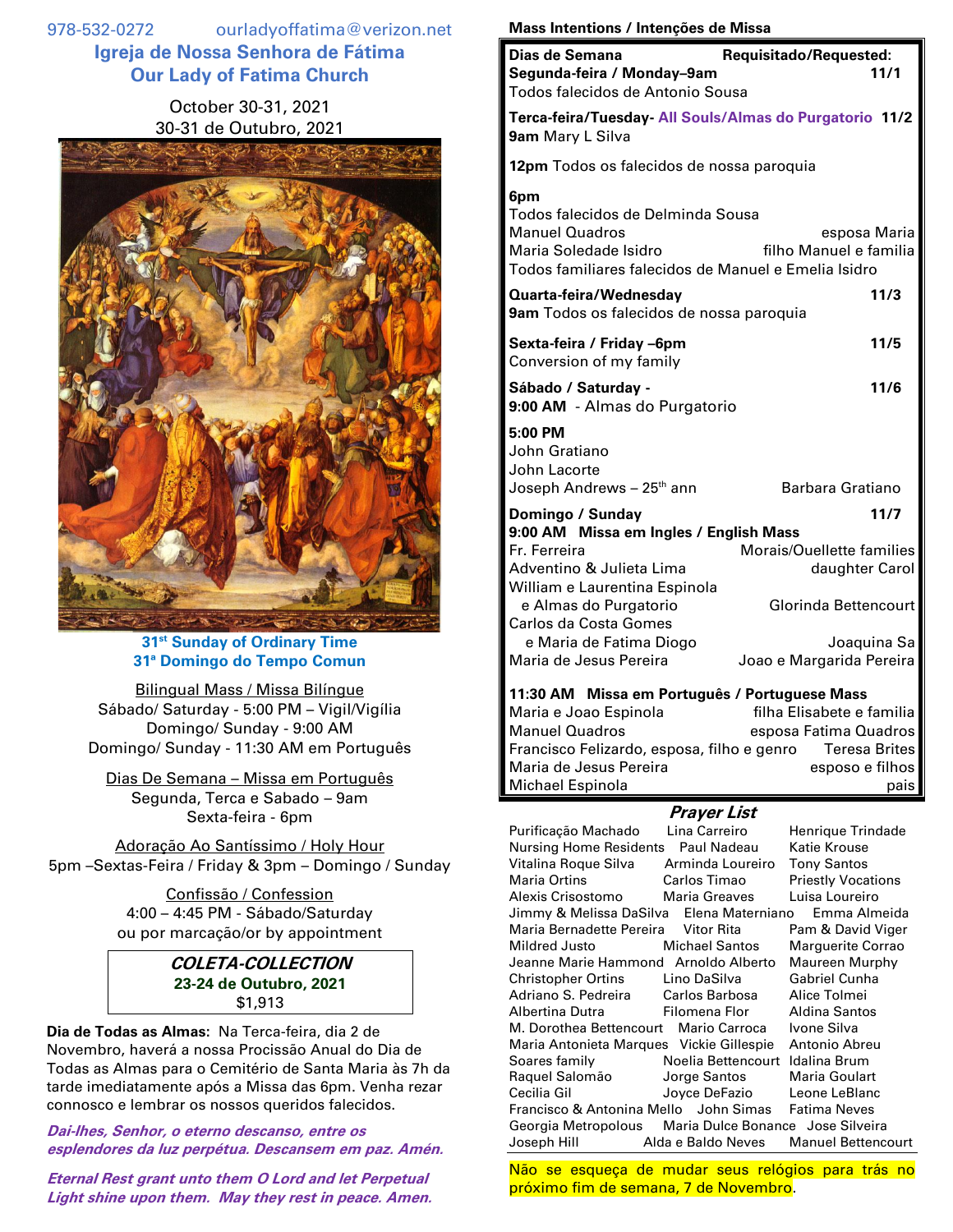978-532-0272 ourladyoffatima@verizon.net

# Igreja de Nossa Senhora de Fátima
# Our Lady of Fatima Church

October 30-31, 2021
30-31 de Outubro, 2021

**31st Sunday of Ordinary Time**
**31ª Domingo do Tempo Comun**

Bilingual Mass / Missa Bilíngue
Sábado/ Saturday - 5:00 PM – Vigil/Vigília
Domingo/ Sunday - 9:00 AM
Domingo/ Sunday - 11:30 AM em Português

Dias De Semana – Missa em Português
Segunda, Terca e Sabado – 9am
Sexta-feira - 6pm

Adoração Ao Santíssimo / Holy Hour
5pm –Sextas-Feira / Friday & 3pm – Domingo / Sunday

Confissão / Confession
4:00 – 4:45 PM - Sábado/Saturday
ou por marcação/or by appointment

***COLETA-COLLECTION***
**23-24 de Outubro, 2021**
$1,913

**Dia de Todas as Almas:** Na Terca-feira, dia 2 de Novembro, haverá a nossa Procissão Anual do Dia de Todas as Almas para o Cemitério de Santa Maria às 7h da tarde imediatamente após a Missa das 6pm. Venha rezar connosco e lembrar os nossos queridos falecidos.

***Dai-lhes, Senhor, o eterno descanso, entre os esplendores da luz perpétua. Descansem em paz. Amén.***

***Eternal Rest grant unto them O Lord and let Perpetual Light shine upon them. May they rest in peace. Amen.***

## Mass Intentions / Intenções de Missa

**Dias de Semana** — **Requisitado/Requested:**

**Segunda-feira / Monday–9am** — **11/1**
Todos falecidos de Antonio Sousa

**Terca-feira/Tuesday- All Souls/Almas do Purgatorio** — **11/2**
**9am** Mary L Silva

**12pm** Todos os falecidos de nossa paroquia

**6pm**
Todos falecidos de Delminda Sousa
Manuel Quadros — esposa Maria
Maria Soledade Isidro — filho Manuel e familia
Todos familiares falecidos de Manuel e Emelia Isidro

**Quarta-feira/Wednesday** — **11/3**
**9am** Todos os falecidos de nossa paroquia

**Sexta-feira / Friday –6pm** — **11/5**
Conversion of my family

**Sábado / Saturday -** — **11/6**
**9:00 AM** - Almas do Purgatorio

**5:00 PM**
John Gratiano
John Lacorte
Joseph Andrews – 25th ann — Barbara Gratiano

**Domingo / Sunday** — **11/7**
**9:00 AM Missa em Ingles / English Mass**
Fr. Ferreira — Morais/Ouellette families
Adventino & Julieta Lima — daughter Carol
William e Laurentina Espinola e Almas do Purgatorio — Glorinda Bettencourt
Carlos da Costa Gomes e Maria de Fatima Diogo — Joaquina Sa
Maria de Jesus Pereira — Joao e Margarida Pereira

**11:30 AM Missa em Português / Portuguese Mass**
Maria e Joao Espinola — filha Elisabete e familia
Manuel Quadros — esposa Fatima Quadros
Francisco Felizardo, esposa, filho e genro — Teresa Brites
Maria de Jesus Pereira — esposo e filhos
Michael Espinola — pais

## *Prayer List*

| | | |
|---|---|---|
| Purificação Machado | Lina Carreiro | Henrique Trindade |
| Nursing Home Residents | Paul Nadeau | Katie Krouse |
| Vitalina Roque Silva | Arminda Loureiro | Tony Santos |
| Maria Ortins | Carlos Timao | Priestly Vocations |
| Alexis Crisostomo | Maria Greaves | Luisa Loureiro |
| Jimmy & Melissa DaSilva | Elena Materniano | Emma Almeida |
| Maria Bernadette Pereira | Vitor Rita | Pam & David Viger |
| Mildred Justo | Michael Santos | Marguerite Corrao |
| Jeanne Marie Hammond | Arnoldo Alberto | Maureen Murphy |
| Christopher Ortins | Lino DaSilva | Gabriel Cunha |
| Adriano S. Pedreira | Carlos Barbosa | Alice Tolmei |
| Albertina Dutra | Filomena Flor | Aldina Santos |
| M. Dorothea Bettencourt | Mario Carroca | Ivone Silva |
| Maria Antonieta Marques | Vickie Gillespie | Antonio Abreu |
| Soares family | Noelia Bettencourt | Idalina Brum |
| Raquel Salomão | Jorge Santos | Maria Goulart |
| Cecilia Gil | Joyce DeFazio | Leone LeBlanc |
| Francisco & Antonina Mello | John Simas | Fatima Neves |
| Georgia Metropolous | Maria Dulce Bonance | Jose Silveira |
| Joseph Hill | Alda e Baldo Neves | Manuel Bettencourt |

Não se esqueça de mudar seus relógios para trás no próximo fim de semana, 7 de Novembro.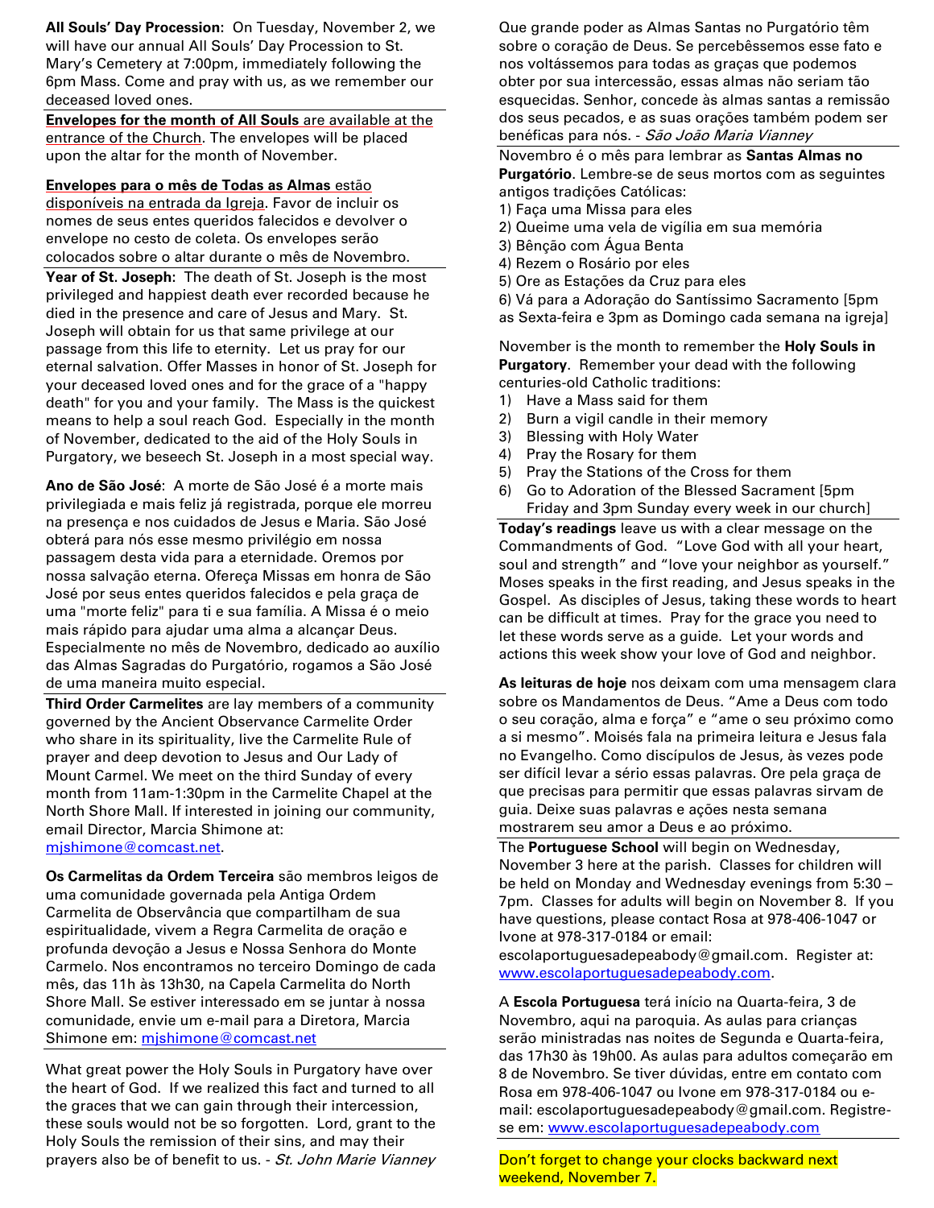**All Souls' Day Procession:** On Tuesday, November 2, we will have our annual All Souls' Day Procession to St. Mary's Cemetery at 7:00pm, immediately following the 6pm Mass. Come and pray with us, as we remember our deceased loved ones.

**Envelopes for the month of All Souls** are available at the entrance of the Church. The envelopes will be placed upon the altar for the month of November.

**Envelopes para o mês de Todas as Almas** estão disponíveis na entrada da Igreja. Favor de incluir os nomes de seus entes queridos falecidos e devolver o envelope no cesto de coleta. Os envelopes serão colocados sobre o altar durante o mês de Novembro.

**Year of St. Joseph:** The death of St. Joseph is the most privileged and happiest death ever recorded because he died in the presence and care of Jesus and Mary. St. Joseph will obtain for us that same privilege at our passage from this life to eternity. Let us pray for our eternal salvation. Offer Masses in honor of St. Joseph for your deceased loved ones and for the grace of a "happy death" for you and your family. The Mass is the quickest means to help a soul reach God. Especially in the month of November, dedicated to the aid of the Holy Souls in Purgatory, we beseech St. Joseph in a most special way.

**Ano de São José**: A morte de São José é a morte mais privilegiada e mais feliz já registrada, porque ele morreu na presença e nos cuidados de Jesus e Maria. São José obterá para nós esse mesmo privilégio em nossa passagem desta vida para a eternidade. Oremos por nossa salvação eterna. Ofereça Missas em honra de São José por seus entes queridos falecidos e pela graça de uma "morte feliz" para ti e sua família. A Missa é o meio mais rápido para ajudar uma alma a alcançar Deus. Especialmente no mês de Novembro, dedicado ao auxílio das Almas Sagradas do Purgatório, rogamos a São José de uma maneira muito especial.

**Third Order Carmelites** are lay members of a community governed by the Ancient Observance Carmelite Order who share in its spirituality, live the Carmelite Rule of prayer and deep devotion to Jesus and Our Lady of Mount Carmel. We meet on the third Sunday of every month from 11am-1:30pm in the Carmelite Chapel at the North Shore Mall. If interested in joining our community, email Director, Marcia Shimone at: mjshimone@comcast.net.

**Os Carmelitas da Ordem Terceira** são membros leigos de uma comunidade governada pela Antiga Ordem Carmelita de Observância que compartilham de sua espiritualidade, vivem a Regra Carmelita de oração e profunda devoção a Jesus e Nossa Senhora do Monte Carmelo. Nos encontramos no terceiro Domingo de cada mês, das 11h às 13h30, na Capela Carmelita do North Shore Mall. Se estiver interessado em se juntar à nossa comunidade, envie um e-mail para a Diretora, Marcia Shimone em: mjshimone@comcast.net

What great power the Holy Souls in Purgatory have over the heart of God. If we realized this fact and turned to all the graces that we can gain through their intercession, these souls would not be so forgotten. Lord, grant to the Holy Souls the remission of their sins, and may their prayers also be of benefit to us. - *St. John Marie Vianney*

Que grande poder as Almas Santas no Purgatório têm sobre o coração de Deus. Se percebêssemos esse fato e nos voltássemos para todas as graças que podemos obter por sua intercessão, essas almas não seriam tão esquecidas. Senhor, concede às almas santas a remissão dos seus pecados, e as suas orações também podem ser benéficas para nós. - *São João Maria Vianney*

Novembro é o mês para lembrar as **Santas Almas no Purgatório**. Lembre-se de seus mortos com as seguintes antigos tradições Católicas:

1) Faça uma Missa para eles
2) Queime uma vela de vigília em sua memória
3) Bênção com Água Benta
4) Rezem o Rosário por eles
5) Ore as Estações da Cruz para eles
6) Vá para a Adoração do Santíssimo Sacramento [5pm as Sexta-feira e 3pm as Domingo cada semana na igreja]

November is the month to remember the **Holy Souls in Purgatory**. Remember your dead with the following centuries-old Catholic traditions:

1) Have a Mass said for them
2) Burn a vigil candle in their memory
3) Blessing with Holy Water
4) Pray the Rosary for them
5) Pray the Stations of the Cross for them
6) Go to Adoration of the Blessed Sacrament [5pm Friday and 3pm Sunday every week in our church]

**Today's readings** leave us with a clear message on the Commandments of God. "Love God with all your heart, soul and strength" and "love your neighbor as yourself." Moses speaks in the first reading, and Jesus speaks in the Gospel. As disciples of Jesus, taking these words to heart can be difficult at times. Pray for the grace you need to let these words serve as a guide. Let your words and actions this week show your love of God and neighbor.

**As leituras de hoje** nos deixam com uma mensagem clara sobre os Mandamentos de Deus. "Ame a Deus com todo o seu coração, alma e força" e "ame o seu próximo como a si mesmo". Moisés fala na primeira leitura e Jesus fala no Evangelho. Como discípulos de Jesus, às vezes pode ser difícil levar a sério essas palavras. Ore pela graça de que precisas para permitir que essas palavras sirvam de guia. Deixe suas palavras e ações nesta semana mostrarem seu amor a Deus e ao próximo.

The **Portuguese School** will begin on Wednesday, November 3 here at the parish. Classes for children will be held on Monday and Wednesday evenings from 5:30 – 7pm. Classes for adults will begin on November 8. If you have questions, please contact Rosa at 978-406-1047 or Ivone at 978-317-0184 or email: escolaportuguesadepeabody@gmail.com. Register at: www.escolaportuguesadepeabody.com.

A **Escola Portuguesa** terá início na Quarta-feira, 3 de Novembro, aqui na paroquia. As aulas para crianças serão ministradas nas noites de Segunda e Quarta-feira, das 17h30 às 19h00. As aulas para adultos começarão em 8 de Novembro. Se tiver dúvidas, entre em contato com Rosa em 978-406-1047 ou Ivone em 978-317-0184 ou e-mail: escolaportuguesadepeabody@gmail.com. Registre-se em: www.escolaportuguesadepeabody.com

Don't forget to change your clocks backward next weekend, November 7.